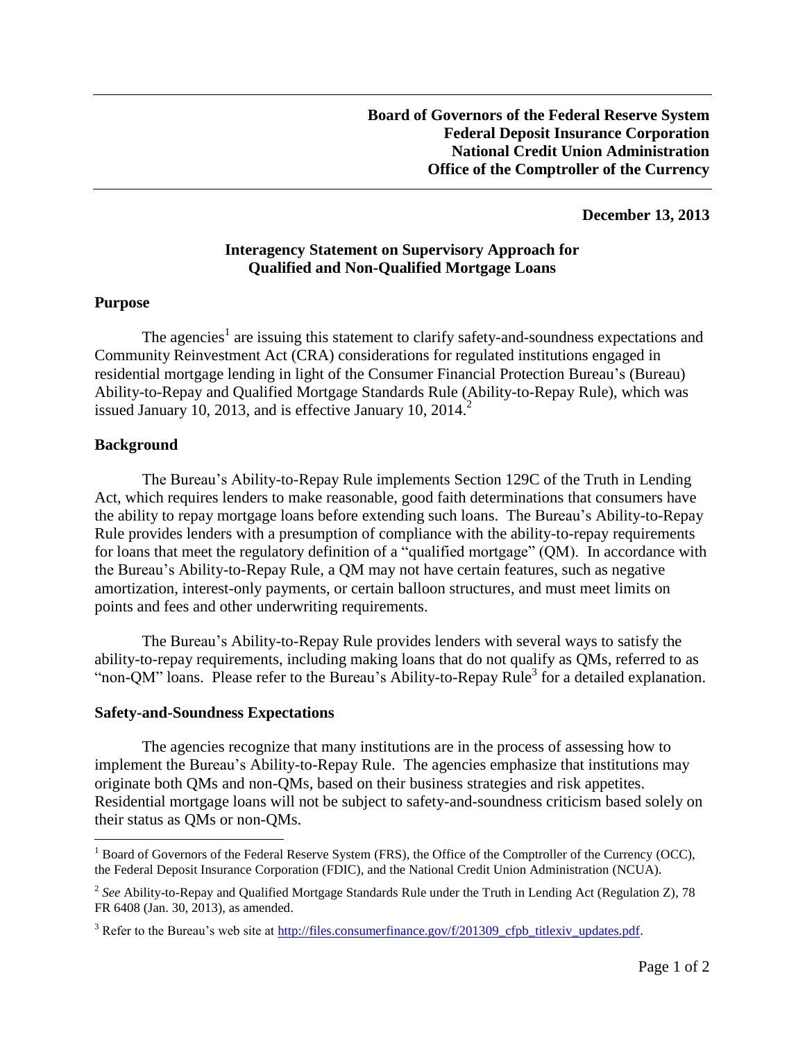**Board of Governors of the Federal Reserve System**
**Federal Deposit Insurance Corporation**
**National Credit Union Administration**
**Office of the Comptroller of the Currency**

**December 13, 2013**

## Interagency Statement on Supervisory Approach for Qualified and Non-Qualified Mortgage Loans

### Purpose

The agencies[1] are issuing this statement to clarify safety-and-soundness expectations and Community Reinvestment Act (CRA) considerations for regulated institutions engaged in residential mortgage lending in light of the Consumer Financial Protection Bureau's (Bureau) Ability-to-Repay and Qualified Mortgage Standards Rule (Ability-to-Repay Rule), which was issued January 10, 2013, and is effective January 10, 2014.[2]

### Background

The Bureau's Ability-to-Repay Rule implements Section 129C of the Truth in Lending Act, which requires lenders to make reasonable, good faith determinations that consumers have the ability to repay mortgage loans before extending such loans. The Bureau's Ability-to-Repay Rule provides lenders with a presumption of compliance with the ability-to-repay requirements for loans that meet the regulatory definition of a "qualified mortgage" (QM). In accordance with the Bureau's Ability-to-Repay Rule, a QM may not have certain features, such as negative amortization, interest-only payments, or certain balloon structures, and must meet limits on points and fees and other underwriting requirements.

The Bureau's Ability-to-Repay Rule provides lenders with several ways to satisfy the ability-to-repay requirements, including making loans that do not qualify as QMs, referred to as "non-QM" loans. Please refer to the Bureau's Ability-to-Repay Rule[3] for a detailed explanation.

### Safety-and-Soundness Expectations

The agencies recognize that many institutions are in the process of assessing how to implement the Bureau's Ability-to-Repay Rule. The agencies emphasize that institutions may originate both QMs and non-QMs, based on their business strategies and risk appetites. Residential mortgage loans will not be subject to safety-and-soundness criticism based solely on their status as QMs or non-QMs.

---

[1] Board of Governors of the Federal Reserve System (FRS), the Office of the Comptroller of the Currency (OCC), the Federal Deposit Insurance Corporation (FDIC), and the National Credit Union Administration (NCUA).

[2] *See* Ability-to-Repay and Qualified Mortgage Standards Rule under the Truth in Lending Act (Regulation Z), 78 FR 6408 (Jan. 30, 2013), as amended.

[3] Refer to the Bureau's web site at http://files.consumerfinance.gov/f/201309_cfpb_titlexiv_updates.pdf.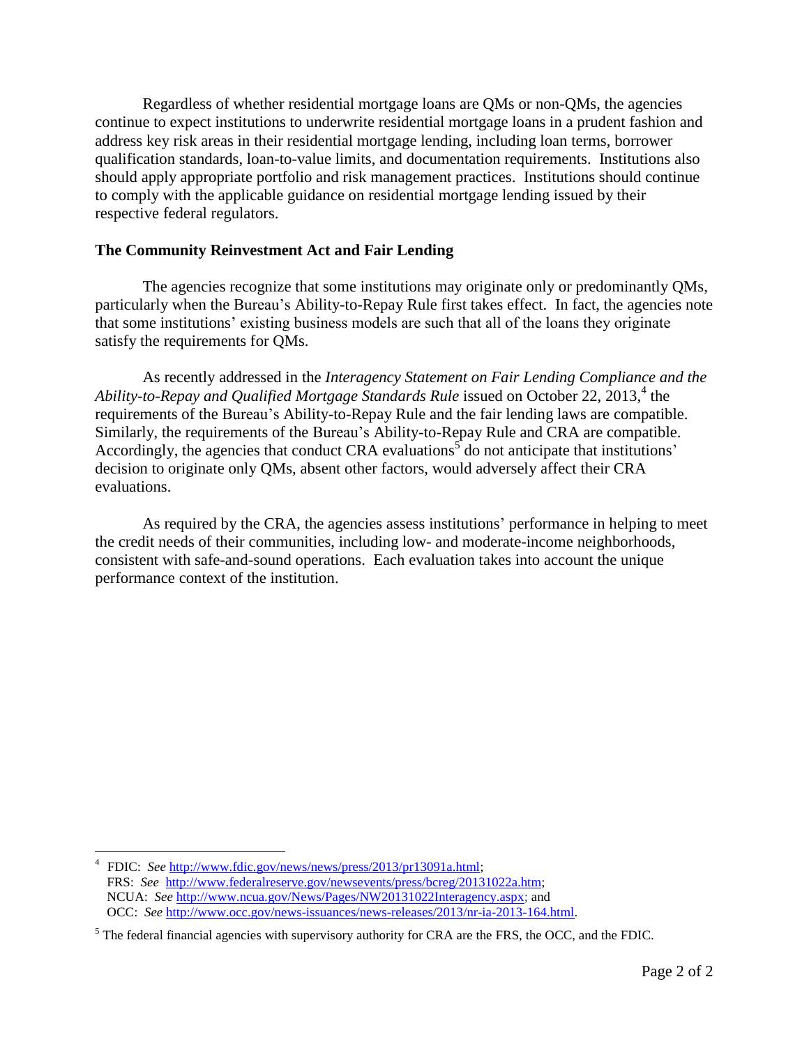Regardless of whether residential mortgage loans are QMs or non-QMs, the agencies continue to expect institutions to underwrite residential mortgage loans in a prudent fashion and address key risk areas in their residential mortgage lending, including loan terms, borrower qualification standards, loan-to-value limits, and documentation requirements. Institutions also should apply appropriate portfolio and risk management practices. Institutions should continue to comply with the applicable guidance on residential mortgage lending issued by their respective federal regulators.

**The Community Reinvestment Act and Fair Lending**

The agencies recognize that some institutions may originate only or predominantly QMs, particularly when the Bureau's Ability-to-Repay Rule first takes effect. In fact, the agencies note that some institutions' existing business models are such that all of the loans they originate satisfy the requirements for QMs.

As recently addressed in the *Interagency Statement on Fair Lending Compliance and the Ability-to-Repay and Qualified Mortgage Standards Rule* issued on October 22, 2013,[4] the requirements of the Bureau's Ability-to-Repay Rule and the fair lending laws are compatible. Similarly, the requirements of the Bureau's Ability-to-Repay Rule and CRA are compatible. Accordingly, the agencies that conduct CRA evaluations[5] do not anticipate that institutions' decision to originate only QMs, absent other factors, would adversely affect their CRA evaluations.

As required by the CRA, the agencies assess institutions' performance in helping to meet the credit needs of their communities, including low- and moderate-income neighborhoods, consistent with safe-and-sound operations. Each evaluation takes into account the unique performance context of the institution.

---

[4] FDIC: *See* http://www.fdic.gov/news/news/press/2013/pr13091a.html;
FRS: *See* http://www.federalreserve.gov/newsevents/press/bcreg/20131022a.htm;
NCUA: *See* http://www.ncua.gov/News/Pages/NW20131022Interagency.aspx; and
OCC: *See* http://www.occ.gov/news-issuances/news-releases/2013/nr-ia-2013-164.html.

[5] The federal financial agencies with supervisory authority for CRA are the FRS, the OCC, and the FDIC.